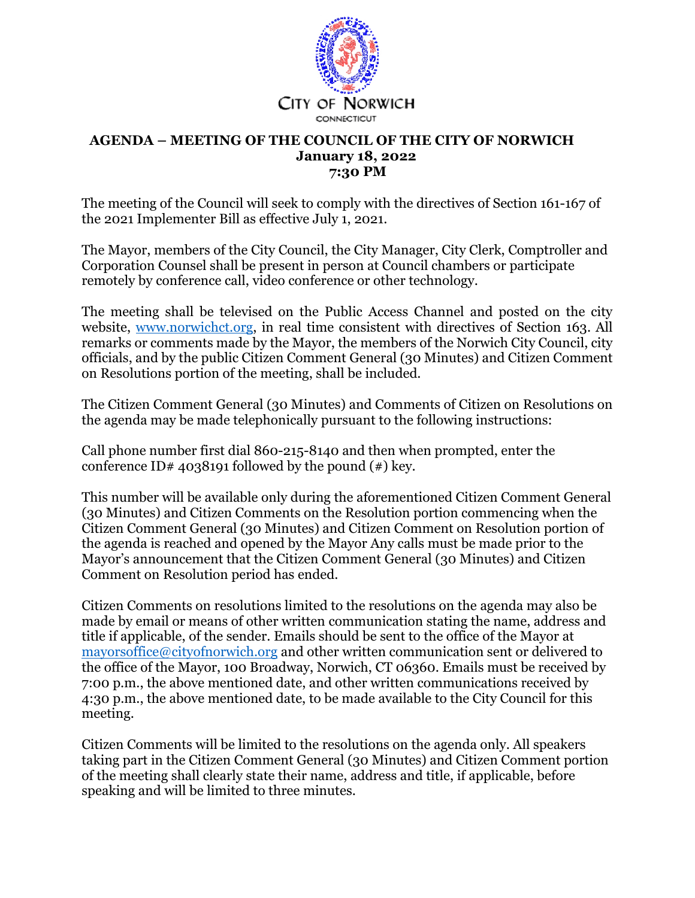CITY OF NORWICH

CONNECTICUT

# AGENDA – MEETING OF THE COUNCIL OF THE CITY OF NORWICH

**January 18, 2022**

**7:30 PM**

The meeting of the Council will seek to comply with the directives of Section 161-167 of the 2021 Implementer Bill as effective July 1, 2021.

The Mayor, members of the City Council, the City Manager, City Clerk, Comptroller and Corporation Counsel shall be present in person at Council chambers or participate remotely by conference call, video conference or other technology.

The meeting shall be televised on the Public Access Channel and posted on the city website, www.norwichct.org, in real time consistent with directives of Section 163. All remarks or comments made by the Mayor, the members of the Norwich City Council, city officials, and by the public Citizen Comment General (30 Minutes) and Citizen Comment on Resolutions portion of the meeting, shall be included.

The Citizen Comment General (30 Minutes) and Comments of Citizen on Resolutions on the agenda may be made telephonically pursuant to the following instructions:

Call phone number first dial 860-215-8140 and then when prompted, enter the conference ID# 4038191 followed by the pound (#) key.

This number will be available only during the aforementioned Citizen Comment General (30 Minutes) and Citizen Comments on the Resolution portion commencing when the Citizen Comment General (30 Minutes) and Citizen Comment on Resolution portion of the agenda is reached and opened by the Mayor Any calls must be made prior to the Mayor's announcement that the Citizen Comment General (30 Minutes) and Citizen Comment on Resolution period has ended.

Citizen Comments on resolutions limited to the resolutions on the agenda may also be made by email or means of other written communication stating the name, address and title if applicable, of the sender. Emails should be sent to the office of the Mayor at mayorsoffice@cityofnorwich.org and other written communication sent or delivered to the office of the Mayor, 100 Broadway, Norwich, CT 06360. Emails must be received by 7:00 p.m., the above mentioned date, and other written communications received by 4:30 p.m., the above mentioned date, to be made available to the City Council for this meeting.

Citizen Comments will be limited to the resolutions on the agenda only. All speakers taking part in the Citizen Comment General (30 Minutes) and Citizen Comment portion of the meeting shall clearly state their name, address and title, if applicable, before speaking and will be limited to three minutes.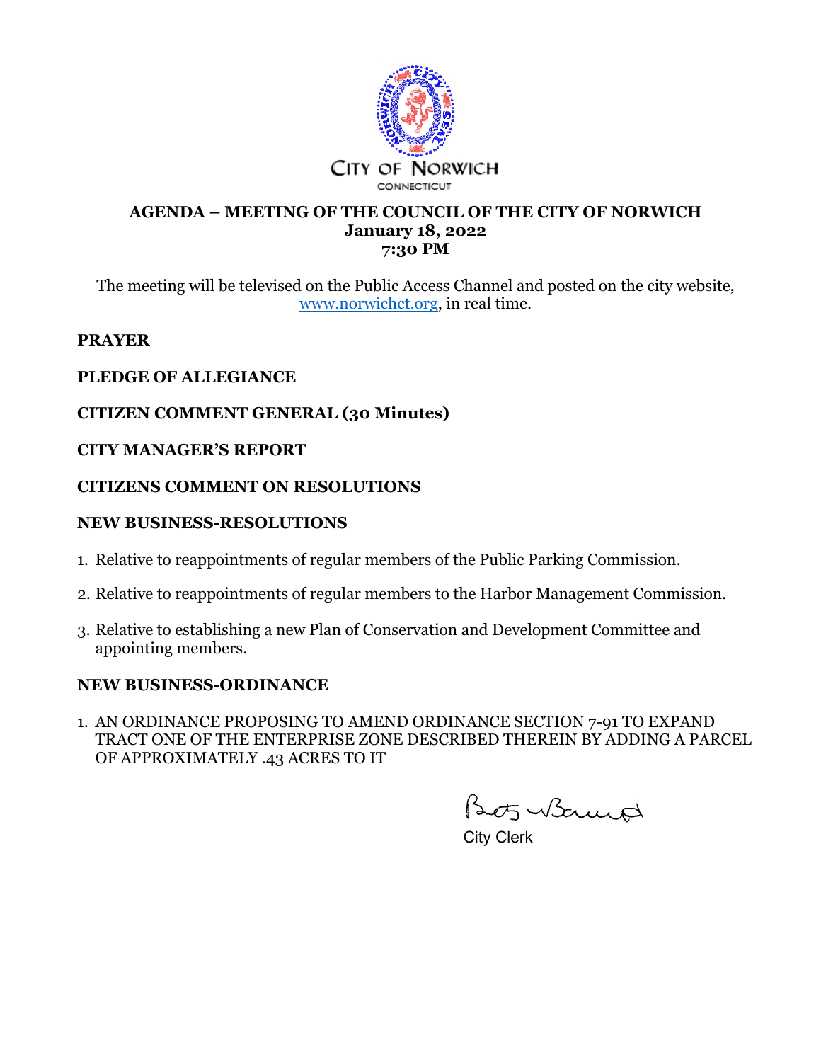CITY OF NORWICH
CONNECTICUT

## AGENDA – MEETING OF THE COUNCIL OF THE CITY OF NORWICH
**January 18, 2022**
**7:30 PM**

The meeting will be televised on the Public Access Channel and posted on the city website, www.norwichct.org, in real time.

**PRAYER**

**PLEDGE OF ALLEGIANCE**

**CITIZEN COMMENT GENERAL (30 Minutes)**

**CITY MANAGER'S REPORT**

**CITIZENS COMMENT ON RESOLUTIONS**

**NEW BUSINESS-RESOLUTIONS**

1. Relative to reappointments of regular members of the Public Parking Commission.
2. Relative to reappointments of regular members to the Harbor Management Commission.
3. Relative to establishing a new Plan of Conservation and Development Committee and appointing members.

**NEW BUSINESS-ORDINANCE**

1. AN ORDINANCE PROPOSING TO AMEND ORDINANCE SECTION 7-91 TO EXPAND TRACT ONE OF THE ENTERPRISE ZONE DESCRIBED THEREIN BY ADDING A PARCEL OF APPROXIMATELY .43 ACRES TO IT

City Clerk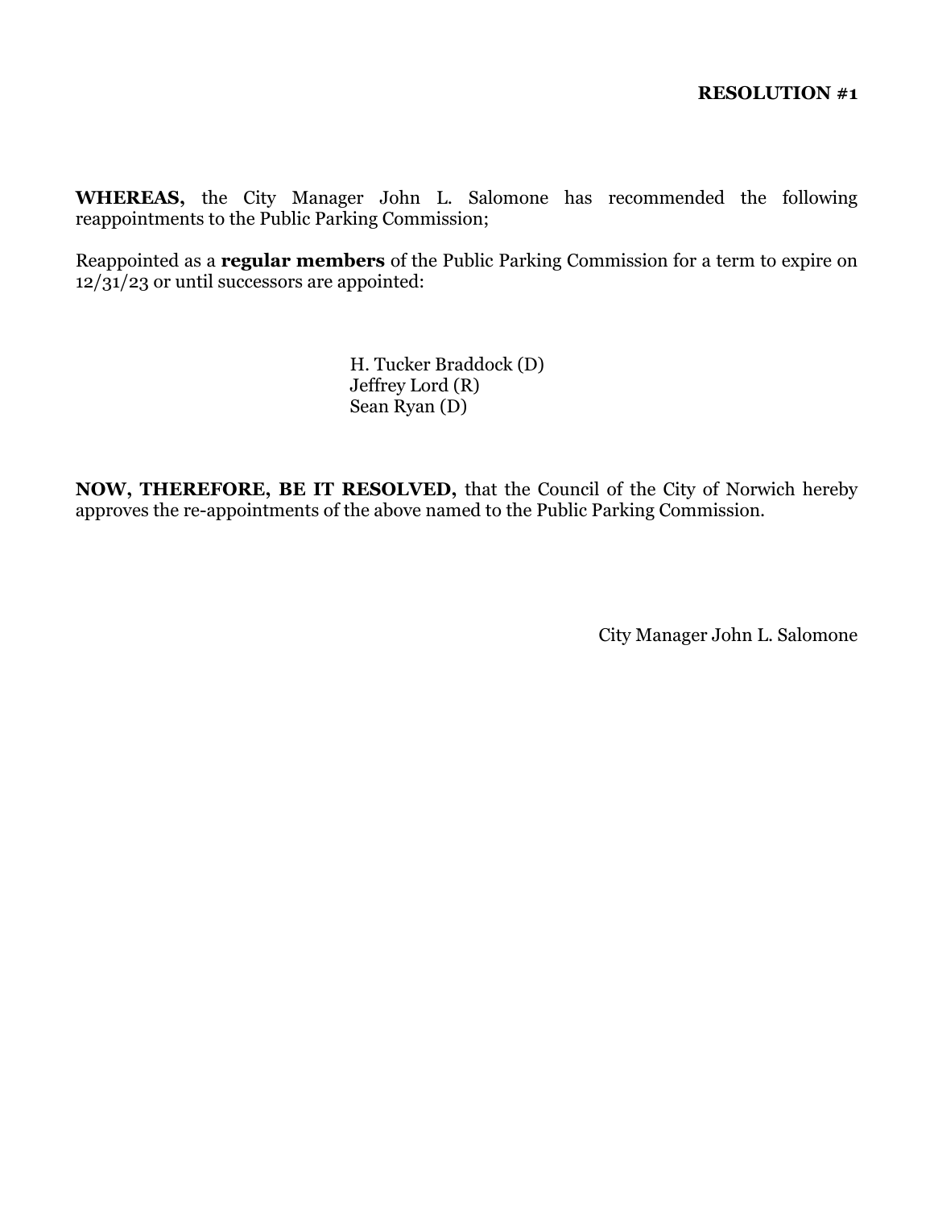**RESOLUTION #1**

**WHEREAS,** the City Manager John L. Salomone has recommended the following reappointments to the Public Parking Commission;

Reappointed as a **regular members** of the Public Parking Commission for a term to expire on 12/31/23 or until successors are appointed:

H. Tucker Braddock (D)
Jeffrey Lord (R)
Sean Ryan (D)

**NOW, THEREFORE, BE IT RESOLVED,** that the Council of the City of Norwich hereby approves the re-appointments of the above named to the Public Parking Commission.

City Manager John L. Salomone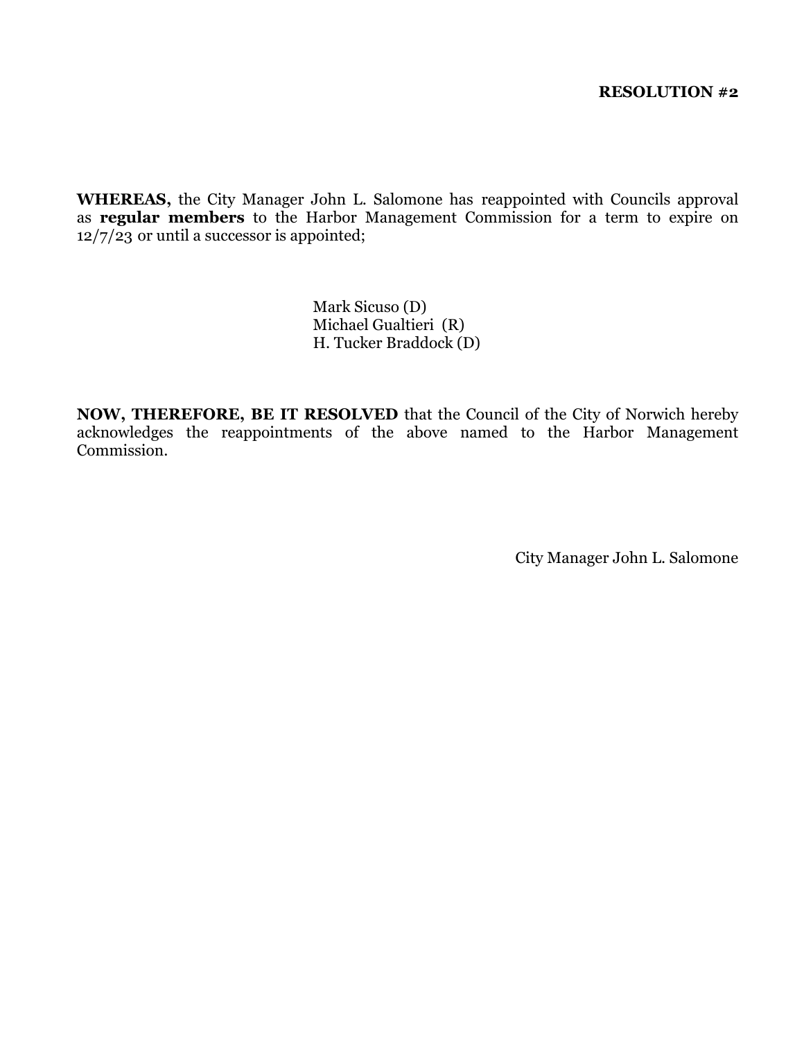**RESOLUTION #2**

**WHEREAS,** the City Manager John L. Salomone has reappointed with Councils approval as **regular members** to the Harbor Management Commission for a term to expire on 12/7/23 or until a successor is appointed;

Mark Sicuso (D)
Michael Gualtieri (R)
H. Tucker Braddock (D)

**NOW, THEREFORE, BE IT RESOLVED** that the Council of the City of Norwich hereby acknowledges the reappointments of the above named to the Harbor Management Commission.

City Manager John L. Salomone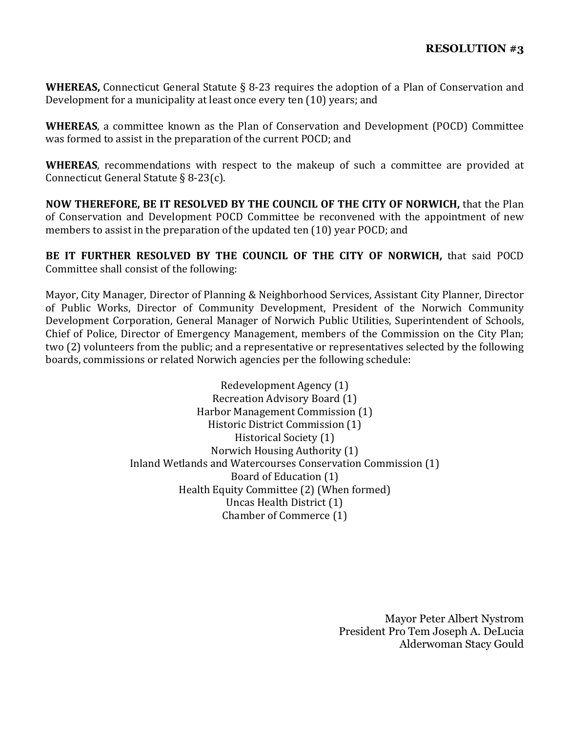**RESOLUTION #3**

**WHEREAS,** Connecticut General Statute § 8-23 requires the adoption of a Plan of Conservation and Development for a municipality at least once every ten (10) years; and

**WHEREAS**, a committee known as the Plan of Conservation and Development (POCD) Committee was formed to assist in the preparation of the current POCD; and

**WHEREAS**, recommendations with respect to the makeup of such a committee are provided at Connecticut General Statute § 8-23(c).

**NOW THEREFORE, BE IT RESOLVED BY THE COUNCIL OF THE CITY OF NORWICH,** that the Plan of Conservation and Development POCD Committee be reconvened with the appointment of new members to assist in the preparation of the updated ten (10) year POCD; and

**BE IT FURTHER RESOLVED BY THE COUNCIL OF THE CITY OF NORWICH,** that said POCD Committee shall consist of the following:

Mayor, City Manager, Director of Planning & Neighborhood Services, Assistant City Planner, Director of Public Works, Director of Community Development, President of the Norwich Community Development Corporation, General Manager of Norwich Public Utilities, Superintendent of Schools, Chief of Police, Director of Emergency Management, members of the Commission on the City Plan; two (2) volunteers from the public; and a representative or representatives selected by the following boards, commissions or related Norwich agencies per the following schedule:

Redevelopment Agency (1)
Recreation Advisory Board (1)
Harbor Management Commission (1)
Historic District Commission (1)
Historical Society (1)
Norwich Housing Authority (1)
Inland Wetlands and Watercourses Conservation Commission (1)
Board of Education (1)
Health Equity Committee (2) (When formed)
Uncas Health District (1)
Chamber of Commerce (1)

Mayor Peter Albert Nystrom
President Pro Tem Joseph A. DeLucia
Alderwoman Stacy Gould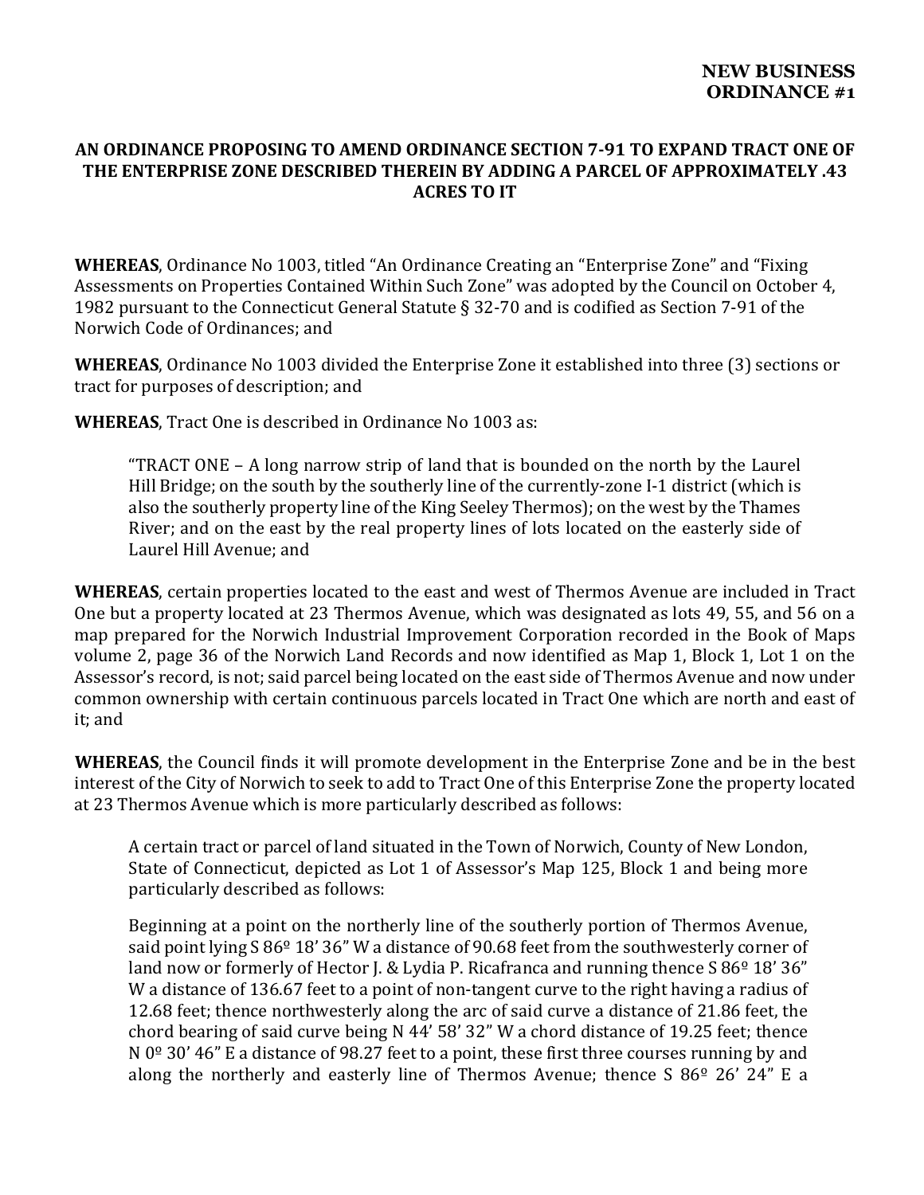**NEW BUSINESS**
**ORDINANCE #1**

## AN ORDINANCE PROPOSING TO AMEND ORDINANCE SECTION 7-91 TO EXPAND TRACT ONE OF THE ENTERPRISE ZONE DESCRIBED THEREIN BY ADDING A PARCEL OF APPROXIMATELY .43 ACRES TO IT

**WHEREAS**, Ordinance No 1003, titled "An Ordinance Creating an "Enterprise Zone" and "Fixing Assessments on Properties Contained Within Such Zone" was adopted by the Council on October 4, 1982 pursuant to the Connecticut General Statute § 32-70 and is codified as Section 7-91 of the Norwich Code of Ordinances; and

**WHEREAS**, Ordinance No 1003 divided the Enterprise Zone it established into three (3) sections or tract for purposes of description; and

**WHEREAS**, Tract One is described in Ordinance No 1003 as:

> "TRACT ONE – A long narrow strip of land that is bounded on the north by the Laurel Hill Bridge; on the south by the southerly line of the currently-zone I-1 district (which is also the southerly property line of the King Seeley Thermos); on the west by the Thames River; and on the east by the real property lines of lots located on the easterly side of Laurel Hill Avenue; and

**WHEREAS**, certain properties located to the east and west of Thermos Avenue are included in Tract One but a property located at 23 Thermos Avenue, which was designated as lots 49, 55, and 56 on a map prepared for the Norwich Industrial Improvement Corporation recorded in the Book of Maps volume 2, page 36 of the Norwich Land Records and now identified as Map 1, Block 1, Lot 1 on the Assessor's record, is not; said parcel being located on the east side of Thermos Avenue and now under common ownership with certain continuous parcels located in Tract One which are north and east of it; and

**WHEREAS**, the Council finds it will promote development in the Enterprise Zone and be in the best interest of the City of Norwich to seek to add to Tract One of this Enterprise Zone the property located at 23 Thermos Avenue which is more particularly described as follows:

> A certain tract or parcel of land situated in the Town of Norwich, County of New London, State of Connecticut, depicted as Lot 1 of Assessor's Map 125, Block 1 and being more particularly described as follows:
>
> Beginning at a point on the northerly line of the southerly portion of Thermos Avenue, said point lying S 86º 18' 36" W a distance of 90.68 feet from the southwesterly corner of land now or formerly of Hector J. & Lydia P. Ricafranca and running thence S 86º 18' 36" W a distance of 136.67 feet to a point of non-tangent curve to the right having a radius of 12.68 feet; thence northwesterly along the arc of said curve a distance of 21.86 feet, the chord bearing of said curve being N 44' 58' 32" W a chord distance of 19.25 feet; thence N 0º 30' 46" E a distance of 98.27 feet to a point, these first three courses running by and along the northerly and easterly line of Thermos Avenue; thence S 86º 26' 24" E a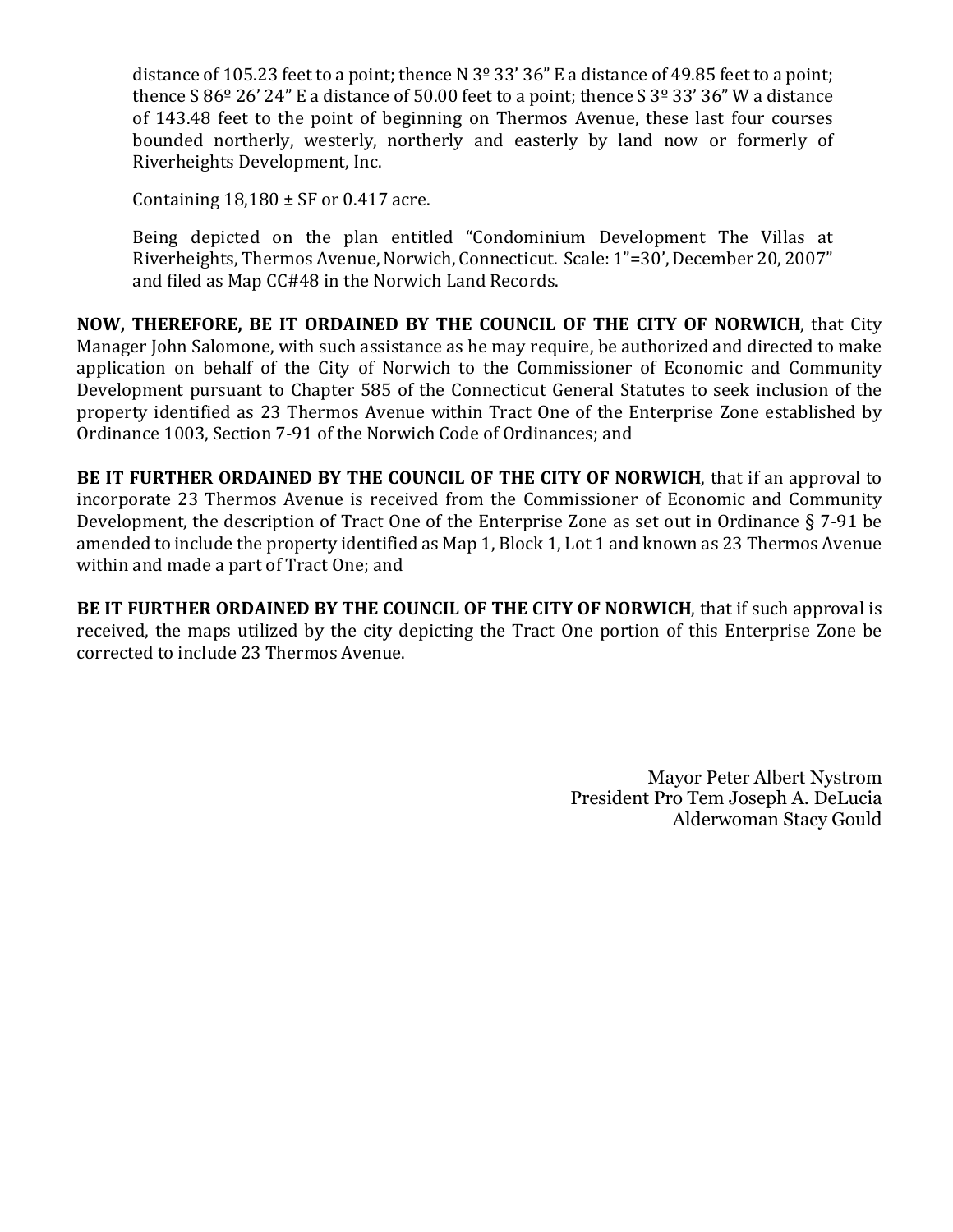distance of 105.23 feet to a point; thence N 3º 33' 36" E a distance of 49.85 feet to a point; thence S 86º 26' 24" E a distance of 50.00 feet to a point; thence S 3º 33' 36" W a distance of 143.48 feet to the point of beginning on Thermos Avenue, these last four courses bounded northerly, westerly, northerly and easterly by land now or formerly of Riverheights Development, Inc.

Containing 18,180 ± SF or 0.417 acre.

Being depicted on the plan entitled "Condominium Development The Villas at Riverheights, Thermos Avenue, Norwich, Connecticut. Scale: 1"=30', December 20, 2007" and filed as Map CC#48 in the Norwich Land Records.

**NOW, THEREFORE, BE IT ORDAINED BY THE COUNCIL OF THE CITY OF NORWICH**, that City Manager John Salomone, with such assistance as he may require, be authorized and directed to make application on behalf of the City of Norwich to the Commissioner of Economic and Community Development pursuant to Chapter 585 of the Connecticut General Statutes to seek inclusion of the property identified as 23 Thermos Avenue within Tract One of the Enterprise Zone established by Ordinance 1003, Section 7-91 of the Norwich Code of Ordinances; and

**BE IT FURTHER ORDAINED BY THE COUNCIL OF THE CITY OF NORWICH**, that if an approval to incorporate 23 Thermos Avenue is received from the Commissioner of Economic and Community Development, the description of Tract One of the Enterprise Zone as set out in Ordinance § 7-91 be amended to include the property identified as Map 1, Block 1, Lot 1 and known as 23 Thermos Avenue within and made a part of Tract One; and

**BE IT FURTHER ORDAINED BY THE COUNCIL OF THE CITY OF NORWICH**, that if such approval is received, the maps utilized by the city depicting the Tract One portion of this Enterprise Zone be corrected to include 23 Thermos Avenue.

Mayor Peter Albert Nystrom
President Pro Tem Joseph A. DeLucia
Alderwoman Stacy Gould